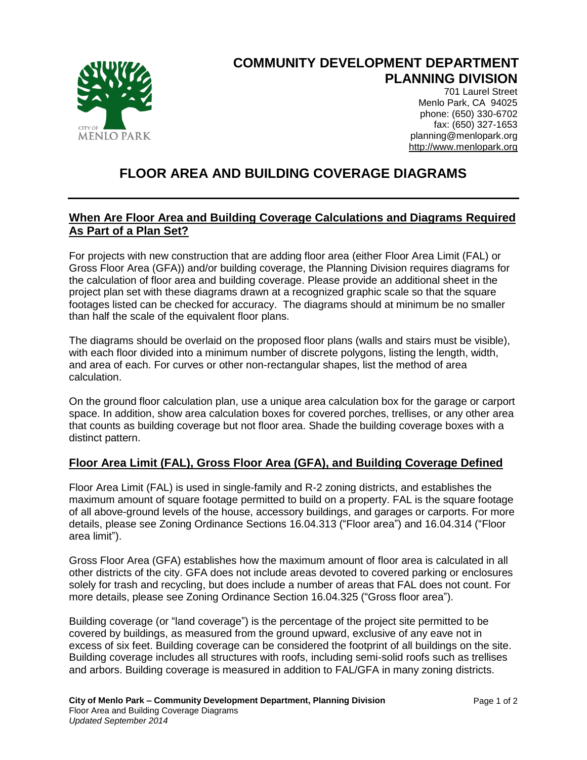# COMMUNITY DEVELOPMENT DEPARTMENT
## PLANNING DIVISION

701 Laurel Street
Menlo Park, CA 94025
phone: (650) 330-6702
fax: (650) 327-1653
planning@menlopark.org
http://www.menlopark.org

# FLOOR AREA AND BUILDING COVERAGE DIAGRAMS

## When Are Floor Area and Building Coverage Calculations and Diagrams Required As Part of a Plan Set?

For projects with new construction that are adding floor area (either Floor Area Limit (FAL) or Gross Floor Area (GFA)) and/or building coverage, the Planning Division requires diagrams for the calculation of floor area and building coverage. Please provide an additional sheet in the project plan set with these diagrams drawn at a recognized graphic scale so that the square footages listed can be checked for accuracy. The diagrams should at minimum be no smaller than half the scale of the equivalent floor plans.

The diagrams should be overlaid on the proposed floor plans (walls and stairs must be visible), with each floor divided into a minimum number of discrete polygons, listing the length, width, and area of each. For curves or other non-rectangular shapes, list the method of area calculation.

On the ground floor calculation plan, use a unique area calculation box for the garage or carport space. In addition, show area calculation boxes for covered porches, trellises, or any other area that counts as building coverage but not floor area. Shade the building coverage boxes with a distinct pattern.

## Floor Area Limit (FAL), Gross Floor Area (GFA), and Building Coverage Defined

Floor Area Limit (FAL) is used in single-family and R-2 zoning districts, and establishes the maximum amount of square footage permitted to build on a property. FAL is the square footage of all above-ground levels of the house, accessory buildings, and garages or carports. For more details, please see Zoning Ordinance Sections 16.04.313 ("Floor area") and 16.04.314 ("Floor area limit").

Gross Floor Area (GFA) establishes how the maximum amount of floor area is calculated in all other districts of the city. GFA does not include areas devoted to covered parking or enclosures solely for trash and recycling, but does include a number of areas that FAL does not count. For more details, please see Zoning Ordinance Section 16.04.325 ("Gross floor area").

Building coverage (or "land coverage") is the percentage of the project site permitted to be covered by buildings, as measured from the ground upward, exclusive of any eave not in excess of six feet. Building coverage can be considered the footprint of all buildings on the site. Building coverage includes all structures with roofs, including semi-solid roofs such as trellises and arbors. Building coverage is measured in addition to FAL/GFA in many zoning districts.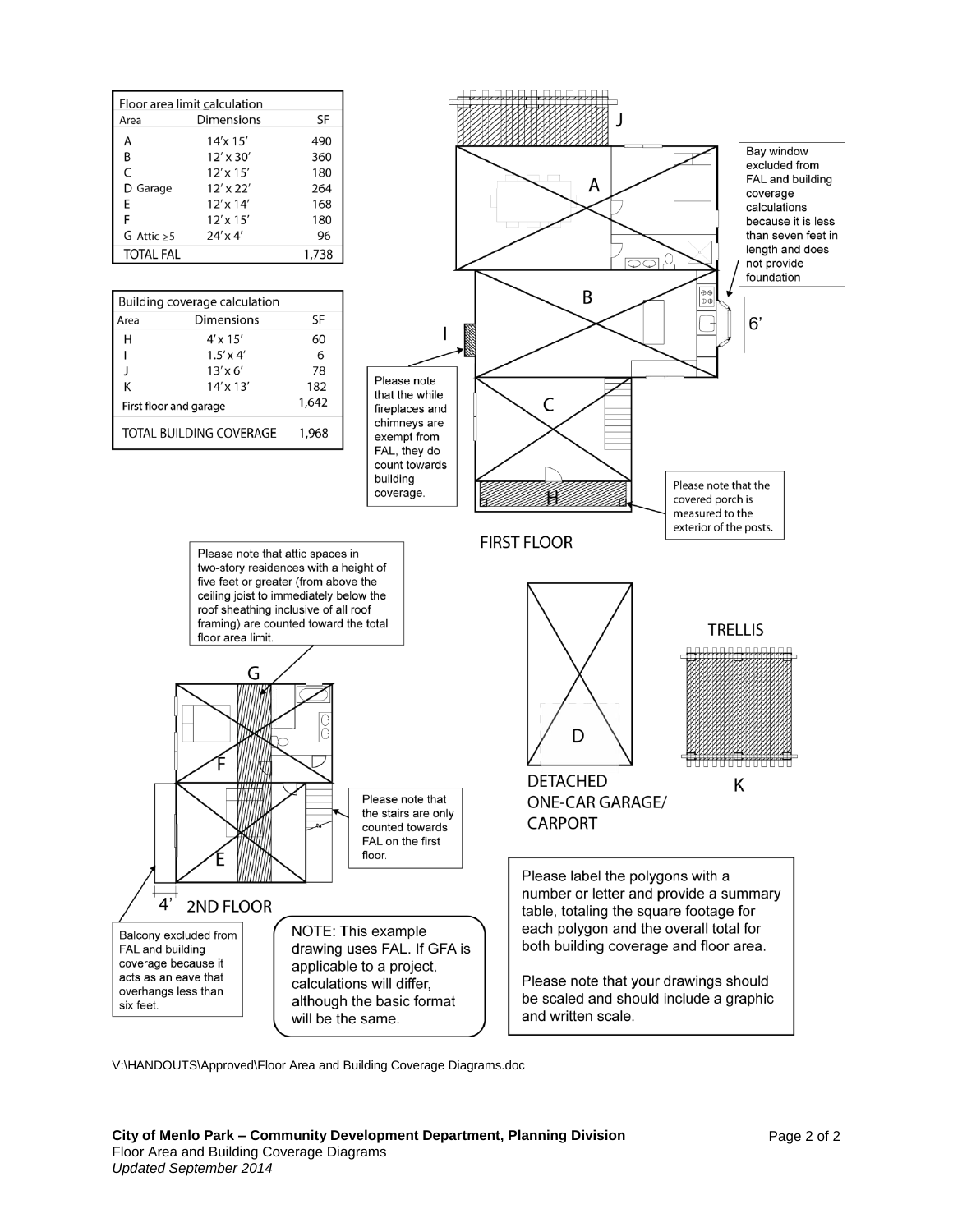| Floor area limit calculation | | |
| --- | --- | --- |
| Area | Dimensions | SF |
| A | 14'x 15' | 490 |
| B | 12' x 30' | 360 |
| C | 12'x 15' | 180 |
| D Garage | 12' x 22' | 264 |
| E | 12'x 14' | 168 |
| F | 12'x 15' | 180 |
| G Attic ≥5 | 24'x 4' | 96 |
| TOTAL FAL | | 1,738 |

| Building coverage calculation | | |
| --- | --- | --- |
| Area | Dimensions | SF |
| H | 4' x 15' | 60 |
| I | 1.5' x 4' | 6 |
| J | 13' x 6' | 78 |
| K | 14' x 13' | 182 |
| First floor and garage | | 1,642 |
| TOTAL BUILDING COVERAGE | | 1,968 |

J

A

B

I

C

H

6'

Bay window excluded from FAL and building coverage calculations because it is less than seven feet in length and does not provide foundation

Please note that the while fireplaces and chimneys are exempt from FAL, they do count towards building coverage.

Please note that the covered porch is measured to the exterior of the posts.

FIRST FLOOR

Please note that attic spaces in two-story residences with a height of five feet or greater (from above the ceiling joist to immediately below the roof sheathing inclusive of all roof framing) are counted toward the total floor area limit.

G

F

E

4'

2ND FLOOR

Please note that the stairs are only counted towards FAL on the first floor.

Balcony excluded from FAL and building coverage because it acts as an eave that overhangs less than six feet.

D

DETACHED ONE-CAR GARAGE/ CARPORT

TRELLIS

K

NOTE: This example drawing uses FAL. If GFA is applicable to a project, calculations will differ, although the basic format will be the same.

Please label the polygons with a number or letter and provide a summary table, totaling the square footage for each polygon and the overall total for both building coverage and floor area.

Please note that your drawings should be scaled and should include a graphic and written scale.

V:\HANDOUTS\Approved\Floor Area and Building Coverage Diagrams.doc

**City of Menlo Park – Community Development Department, Planning Division**
Floor Area and Building Coverage Diagrams
*Updated September 2014*